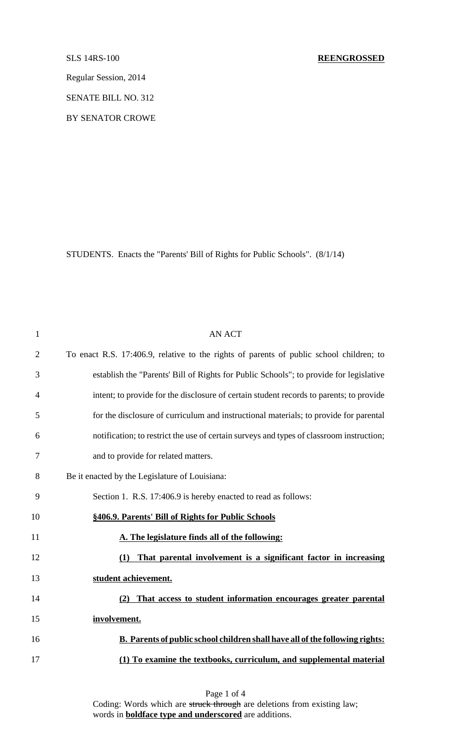SLS 14RS-100 **REENGROSSED**

Regular Session, 2014

SENATE BILL NO. 312

BY SENATOR CROWE

STUDENTS. Enacts the "Parents' Bill of Rights for Public Schools". (8/1/14)

AN ACT

To enact R.S. 17:406.9, relative to the rights of parents of public school children; to establish the "Parents' Bill of Rights for Public Schools"; to provide for legislative intent; to provide for the disclosure of certain student records to parents; to provide for the disclosure of curriculum and instructional materials; to provide for parental notification; to restrict the use of certain surveys and types of classroom instruction; and to provide for related matters.

Be it enacted by the Legislature of Louisiana:

Section 1. R.S. 17:406.9 is hereby enacted to read as follows:

**§406.9. Parents' Bill of Rights for Public Schools**

**A. The legislature finds all of the following:**

**(1) That parental involvement is a significant factor in increasing student achievement.**

**(2) That access to student information encourages greater parental involvement.**

**B. Parents of public school children shall have all of the following rights:**

**(1) To examine the textbooks, curriculum, and supplemental material**

Coding: Words which are ~~struck through~~ are deletions from existing law; words in **boldface type and underscored** are additions.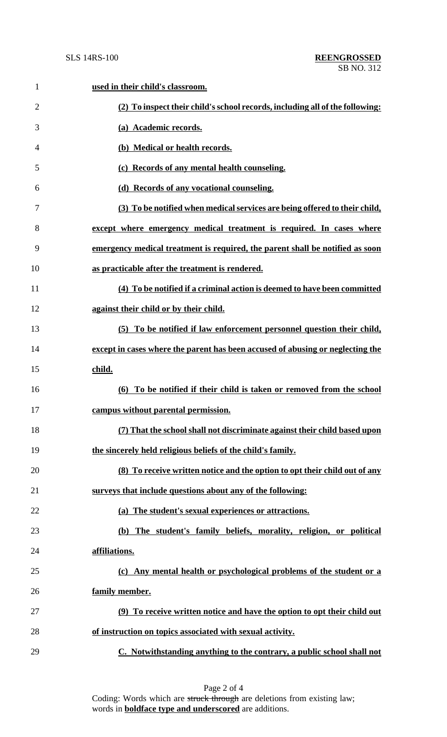**used in their child's classroom.**

**(2) To inspect their child's school records, including all of the following:**

**(a) Academic records.**

**(b) Medical or health records.**

**(c) Records of any mental health counseling.**

**(d) Records of any vocational counseling.**

**(3) To be notified when medical services are being offered to their child, except where emergency medical treatment is required. In cases where emergency medical treatment is required, the parent shall be notified as soon as practicable after the treatment is rendered.**

**(4) To be notified if a criminal action is deemed to have been committed against their child or by their child.**

**(5) To be notified if law enforcement personnel question their child, except in cases where the parent has been accused of abusing or neglecting the child.**

**(6) To be notified if their child is taken or removed from the school campus without parental permission.**

**(7) That the school shall not discriminate against their child based upon the sincerely held religious beliefs of the child's family.**

**(8) To receive written notice and the option to opt their child out of any surveys that include questions about any of the following:**

**(a) The student's sexual experiences or attractions.**

**(b) The student's family beliefs, morality, religion, or political affiliations.**

**(c) Any mental health or psychological problems of the student or a family member.**

**(9) To receive written notice and have the option to opt their child out of instruction on topics associated with sexual activity.**

**C. Notwithstanding anything to the contrary, a public school shall not**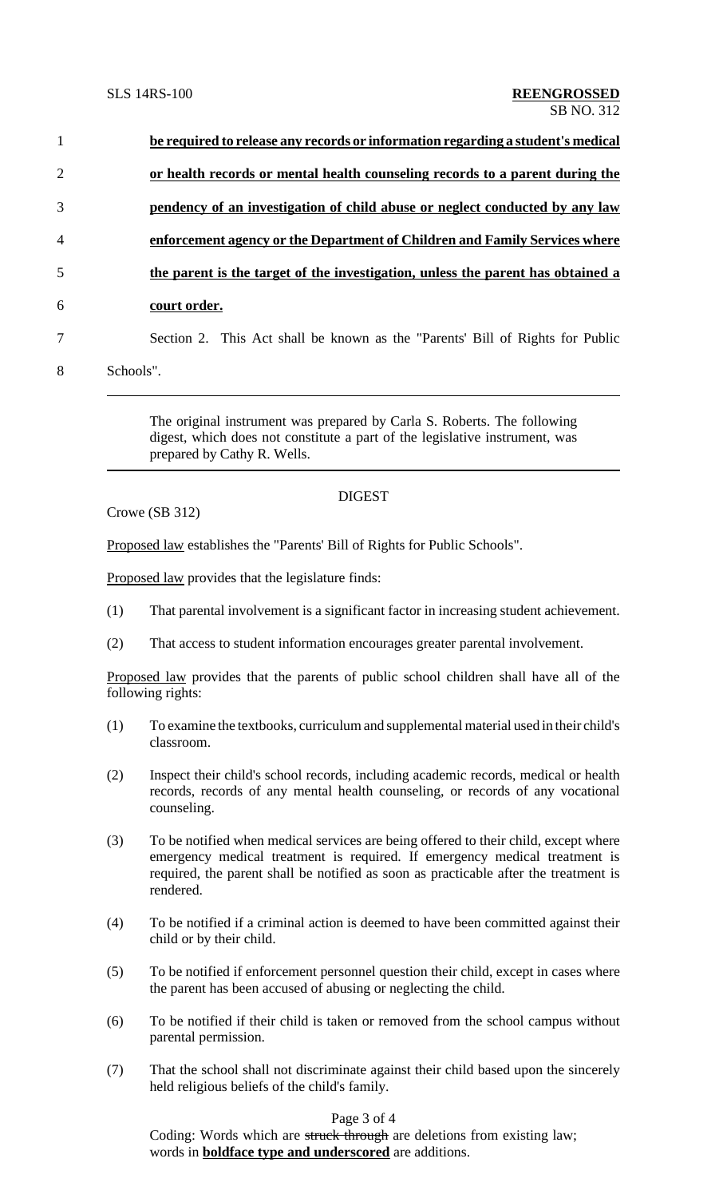1 **be required to release any records or information regarding a student's medical**

2 **or health records or mental health counseling records to a parent during the**

3 **pendency of an investigation of child abuse or neglect conducted by any law**

4 **enforcement agency or the Department of Children and Family Services where**

5 **the parent is the target of the investigation, unless the parent has obtained a**

6 **court order.**

7 Section 2. This Act shall be known as the "Parents' Bill of Rights for Public

8 Schools".

---

The original instrument was prepared by Carla S. Roberts. The following digest, which does not constitute a part of the legislative instrument, was prepared by Cathy R. Wells.

---

## DIGEST

Crowe (SB 312)

Proposed law establishes the "Parents' Bill of Rights for Public Schools".

Proposed law provides that the legislature finds:

(1) That parental involvement is a significant factor in increasing student achievement.

(2) That access to student information encourages greater parental involvement.

Proposed law provides that the parents of public school children shall have all of the following rights:

(1) To examine the textbooks, curriculum and supplemental material used in their child's classroom.

(2) Inspect their child's school records, including academic records, medical or health records, records of any mental health counseling, or records of any vocational counseling.

(3) To be notified when medical services are being offered to their child, except where emergency medical treatment is required. If emergency medical treatment is required, the parent shall be notified as soon as practicable after the treatment is rendered.

(4) To be notified if a criminal action is deemed to have been committed against their child or by their child.

(5) To be notified if enforcement personnel question their child, except in cases where the parent has been accused of abusing or neglecting the child.

(6) To be notified if their child is taken or removed from the school campus without parental permission.

(7) That the school shall not discriminate against their child based upon the sincerely held religious beliefs of the child's family.

Coding: Words which are ~~struck through~~ are deletions from existing law; words in **boldface type and underscored** are additions.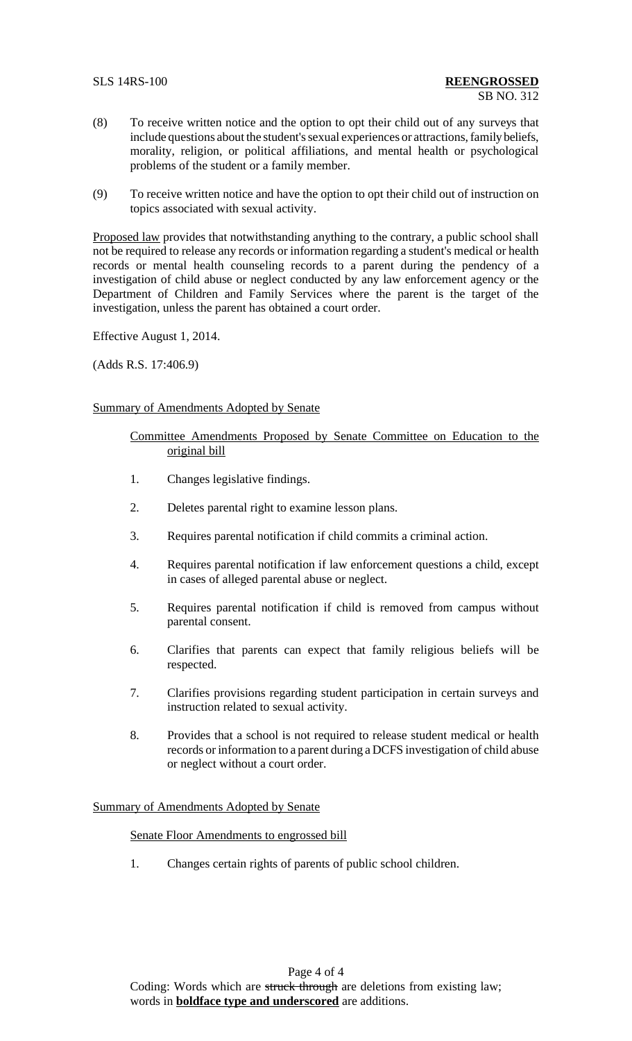(8) To receive written notice and the option to opt their child out of any surveys that include questions about the student's sexual experiences or attractions, family beliefs, morality, religion, or political affiliations, and mental health or psychological problems of the student or a family member.

(9) To receive written notice and have the option to opt their child out of instruction on topics associated with sexual activity.

Proposed law provides that notwithstanding anything to the contrary, a public school shall not be required to release any records or information regarding a student's medical or health records or mental health counseling records to a parent during the pendency of a investigation of child abuse or neglect conducted by any law enforcement agency or the Department of Children and Family Services where the parent is the target of the investigation, unless the parent has obtained a court order.

Effective August 1, 2014.

(Adds R.S. 17:406.9)

Summary of Amendments Adopted by Senate

Committee Amendments Proposed by Senate Committee on Education to the original bill

1. Changes legislative findings.
2. Deletes parental right to examine lesson plans.
3. Requires parental notification if child commits a criminal action.
4. Requires parental notification if law enforcement questions a child, except in cases of alleged parental abuse or neglect.
5. Requires parental notification if child is removed from campus without parental consent.
6. Clarifies that parents can expect that family religious beliefs will be respected.
7. Clarifies provisions regarding student participation in certain surveys and instruction related to sexual activity.
8. Provides that a school is not required to release student medical or health records or information to a parent during a DCFS investigation of child abuse or neglect without a court order.

Summary of Amendments Adopted by Senate

Senate Floor Amendments to engrossed bill

1. Changes certain rights of parents of public school children.

Coding: Words which are ~~struck through~~ are deletions from existing law; words in **boldface type and underscored** are additions.